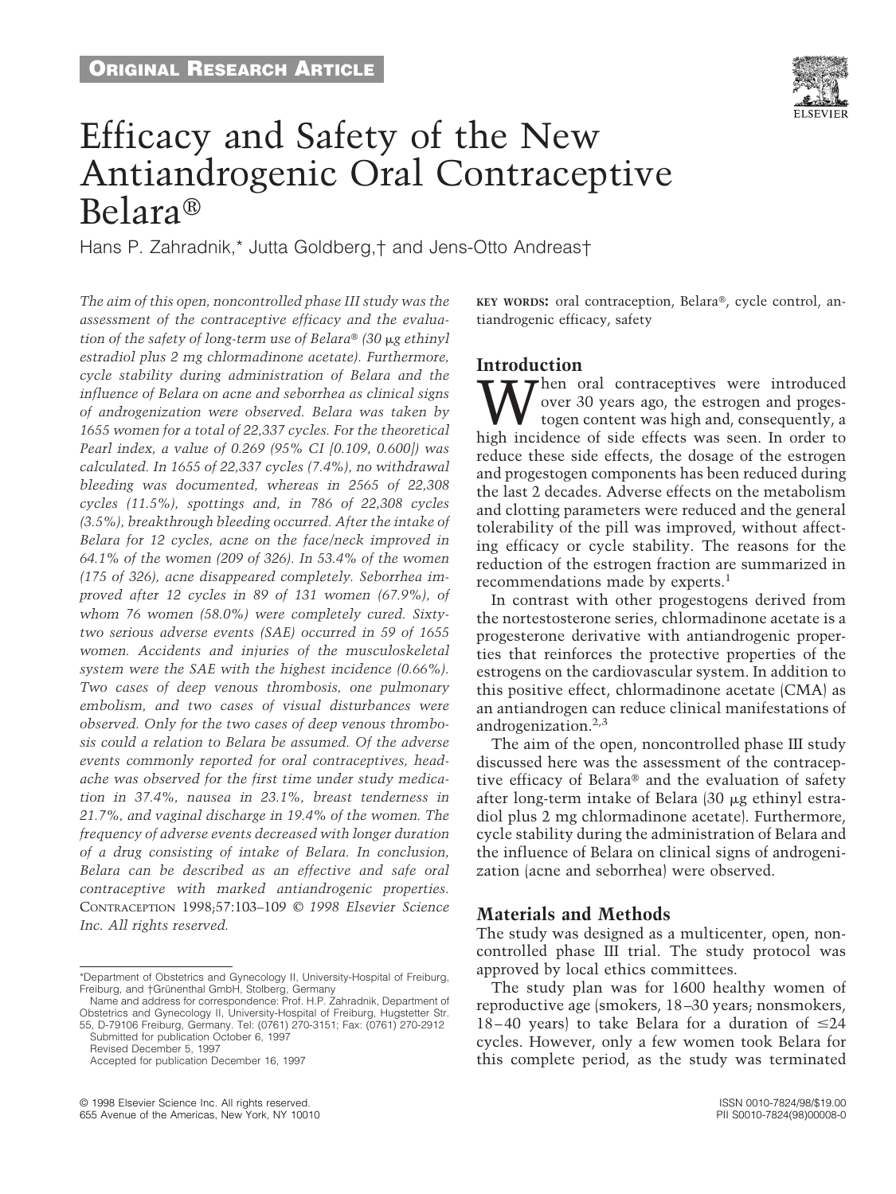ORIGINAL RESEARCH ARTICLE

# Efficacy and Safety of the New Antiandrogenic Oral Contraceptive Belara®

Hans P. Zahradnik,* Jutta Goldberg,† and Jens-Otto Andreas†

*The aim of this open, noncontrolled phase III study was the assessment of the contraceptive efficacy and the evaluation of the safety of long-term use of Belara® (30 μg ethinyl estradiol plus 2 mg chlormadinone acetate). Furthermore, cycle stability during administration of Belara and the influence of Belara on acne and seborrhea as clinical signs of androgenization were observed. Belara was taken by 1655 women for a total of 22,337 cycles. For the theoretical Pearl index, a value of 0.269 (95% CI [0.109, 0.600]) was calculated. In 1655 of 22,337 cycles (7.4%), no withdrawal bleeding was documented, whereas in 2565 of 22,308 cycles (11.5%), spottings and, in 786 of 22,308 cycles (3.5%), breakthrough bleeding occurred. After the intake of Belara for 12 cycles, acne on the face/neck improved in 64.1% of the women (209 of 326). In 53.4% of the women (175 of 326), acne disappeared completely. Seborrhea improved after 12 cycles in 89 of 131 women (67.9%), of whom 76 women (58.0%) were completely cured. Sixty-two serious adverse events (SAE) occurred in 59 of 1655 women. Accidents and injuries of the musculoskeletal system were the SAE with the highest incidence (0.66%). Two cases of deep venous thrombosis, one pulmonary embolism, and two cases of visual disturbances were observed. Only for the two cases of deep venous thrombosis could a relation to Belara be assumed. Of the adverse events commonly reported for oral contraceptives, headache was observed for the first time under study medication in 37.4%, nausea in 23.1%, breast tenderness in 21.7%, and vaginal discharge in 19.4% of the women. The frequency of adverse events decreased with longer duration of a drug consisting of intake of Belara. In conclusion, Belara can be described as an effective and safe oral contraceptive with marked antiandrogenic properties.* CONTRACEPTION 1998;57:103–109 *© 1998 Elsevier Science Inc. All rights reserved.*

**KEY WORDS:** oral contraception, Belara®, cycle control, antiandrogenic efficacy, safety

## Introduction

When oral contraceptives were introduced over 30 years ago, the estrogen and progestogen content was high and, consequently, a high incidence of side effects was seen. In order to reduce these side effects, the dosage of the estrogen and progestogen components has been reduced during the last 2 decades. Adverse effects on the metabolism and clotting parameters were reduced and the general tolerability of the pill was improved, without affecting efficacy or cycle stability. The reasons for the reduction of the estrogen fraction are summarized in recommendations made by experts.[1]

In contrast with other progestogens derived from the nortestosterone series, chlormadinone acetate is a progesterone derivative with antiandrogenic properties that reinforces the protective properties of the estrogens on the cardiovascular system. In addition to this positive effect, chlormadinone acetate (CMA) as an antiandrogen can reduce clinical manifestations of androgenization.[2,3]

The aim of the open, noncontrolled phase III study discussed here was the assessment of the contraceptive efficacy of Belara® and the evaluation of safety after long-term intake of Belara (30 μg ethinyl estradiol plus 2 mg chlormadinone acetate). Furthermore, cycle stability during the administration of Belara and the influence of Belara on clinical signs of androgenization (acne and seborrhea) were observed.

## Materials and Methods

The study was designed as a multicenter, open, noncontrolled phase III trial. The study protocol was approved by local ethics committees.

The study plan was for 1600 healthy women of reproductive age (smokers, 18–30 years; nonsmokers, 18–40 years) to take Belara for a duration of ≤24 cycles. However, only a few women took Belara for this complete period, as the study was terminated

*Department of Obstetrics and Gynecology II, University-Hospital of Freiburg, Freiburg, and †Grünenthal GmbH, Stolberg, Germany

Name and address for correspondence: Prof. H.P. Zahradnik, Department of Obstetrics and Gynecology II, University-Hospital of Freiburg, Hugstetter Str. 55, D-79106 Freiburg, Germany. Tel: (0761) 270-3151; Fax: (0761) 270-2912

Submitted for publication October 6, 1997

Revised December 5, 1997

Accepted for publication December 16, 1997

© 1998 Elsevier Science Inc. All rights reserved.
655 Avenue of the Americas, New York, NY 10010

ISSN 0010-7824/98/$19.00
PII S0010-7824(98)00008-0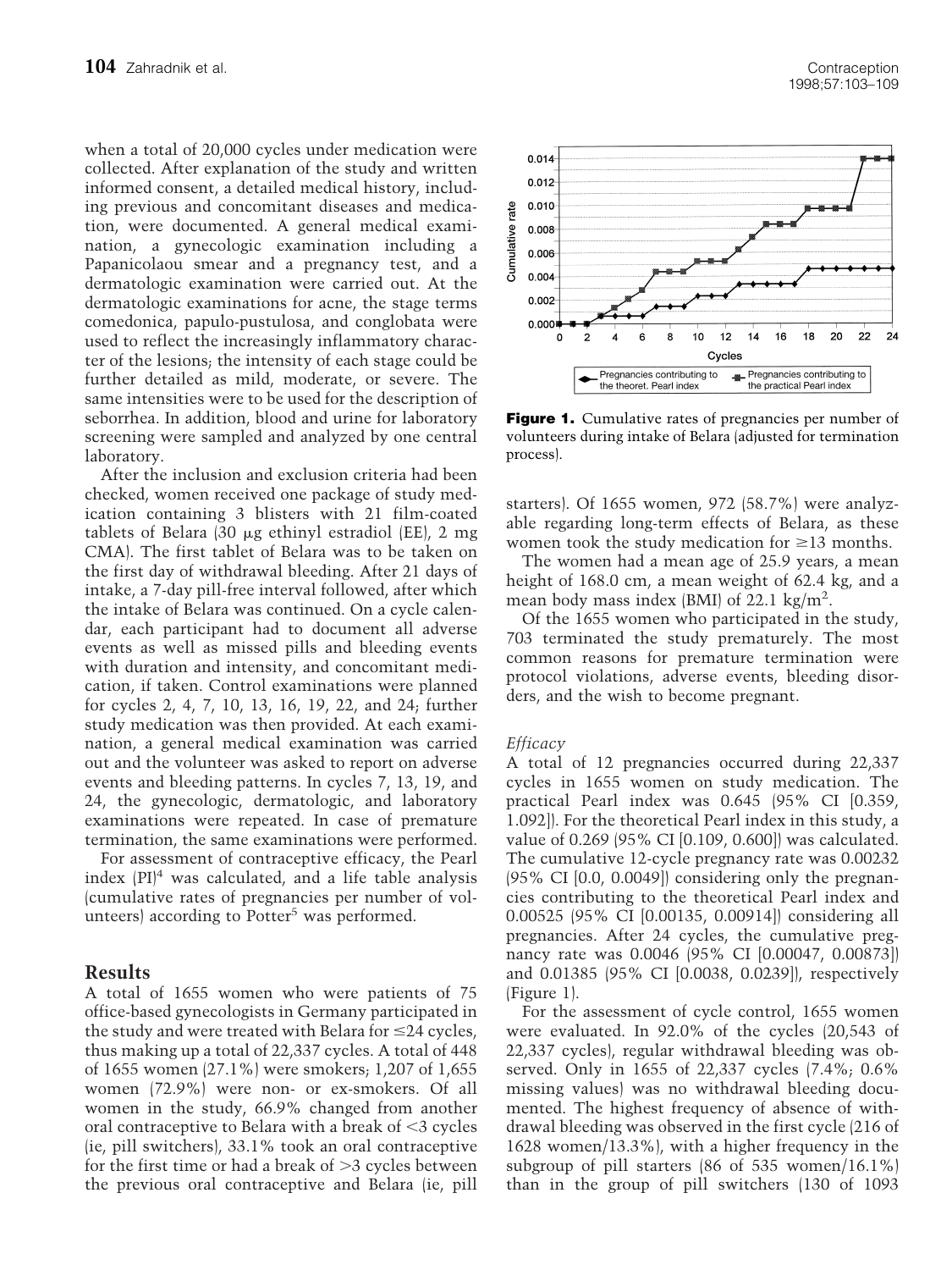when a total of 20,000 cycles under medication were collected. After explanation of the study and written informed consent, a detailed medical history, including previous and concomitant diseases and medication, were documented. A general medical examination, a gynecologic examination including a Papanicolaou smear and a pregnancy test, and a dermatologic examination were carried out. At the dermatologic examinations for acne, the stage terms comedonica, papulo-pustulosa, and conglobata were used to reflect the increasingly inflammatory character of the lesions; the intensity of each stage could be further detailed as mild, moderate, or severe. The same intensities were to be used for the description of seborrhea. In addition, blood and urine for laboratory screening were sampled and analyzed by one central laboratory.

After the inclusion and exclusion criteria had been checked, women received one package of study medication containing 3 blisters with 21 film-coated tablets of Belara (30 μg ethinyl estradiol (EE), 2 mg CMA). The first tablet of Belara was to be taken on the first day of withdrawal bleeding. After 21 days of intake, a 7-day pill-free interval followed, after which the intake of Belara was continued. On a cycle calendar, each participant had to document all adverse events as well as missed pills and bleeding events with duration and intensity, and concomitant medication, if taken. Control examinations were planned for cycles 2, 4, 7, 10, 13, 16, 19, 22, and 24; further study medication was then provided. At each examination, a general medical examination was carried out and the volunteer was asked to report on adverse events and bleeding patterns. In cycles 7, 13, 19, and 24, the gynecologic, dermatologic, and laboratory examinations were repeated. In case of premature termination, the same examinations were performed.

For assessment of contraceptive efficacy, the Pearl index (PI)[4] was calculated, and a life table analysis (cumulative rates of pregnancies per number of volunteers) according to Potter[5] was performed.

## Results

A total of 1655 women who were patients of 75 office-based gynecologists in Germany participated in the study and were treated with Belara for ≤24 cycles, thus making up a total of 22,337 cycles. A total of 448 of 1655 women (27.1%) were smokers; 1,207 of 1,655 women (72.9%) were non- or ex-smokers. Of all women in the study, 66.9% changed from another oral contraceptive to Belara with a break of <3 cycles (ie, pill switchers), 33.1% took an oral contraceptive for the first time or had a break of >3 cycles between the previous oral contraceptive and Belara (ie, pill starters). Of 1655 women, 972 (58.7%) were analyzable regarding long-term effects of Belara, as these women took the study medication for ≥13 months.

The women had a mean age of 25.9 years, a mean height of 168.0 cm, a mean weight of 62.4 kg, and a mean body mass index (BMI) of 22.1 kg/m$^2$.

Of the 1655 women who participated in the study, 703 terminated the study prematurely. The most common reasons for premature termination were protocol violations, adverse events, bleeding disorders, and the wish to become pregnant.

**Figure 1.** Cumulative rates of pregnancies per number of volunteers during intake of Belara (adjusted for termination process).

### *Efficacy*

A total of 12 pregnancies occurred during 22,337 cycles in 1655 women on study medication. The practical Pearl index was 0.645 (95% CI [0.359, 1.092]). For the theoretical Pearl index in this study, a value of 0.269 (95% CI [0.109, 0.600]) was calculated. The cumulative 12-cycle pregnancy rate was 0.00232 (95% CI [0.0, 0.0049]) considering only the pregnancies contributing to the theoretical Pearl index and 0.00525 (95% CI [0.00135, 0.00914]) considering all pregnancies. After 24 cycles, the cumulative pregnancy rate was 0.0046 (95% CI [0.00047, 0.00873]) and 0.01385 (95% CI [0.0038, 0.0239]), respectively (Figure 1).

For the assessment of cycle control, 1655 women were evaluated. In 92.0% of the cycles (20,543 of 22,337 cycles), regular withdrawal bleeding was observed. Only in 1655 of 22,337 cycles (7.4%; 0.6% missing values) was no withdrawal bleeding documented. The highest frequency of absence of withdrawal bleeding was observed in the first cycle (216 of 1628 women/13.3%), with a higher frequency in the subgroup of pill starters (86 of 535 women/16.1%) than in the group of pill switchers (130 of 1093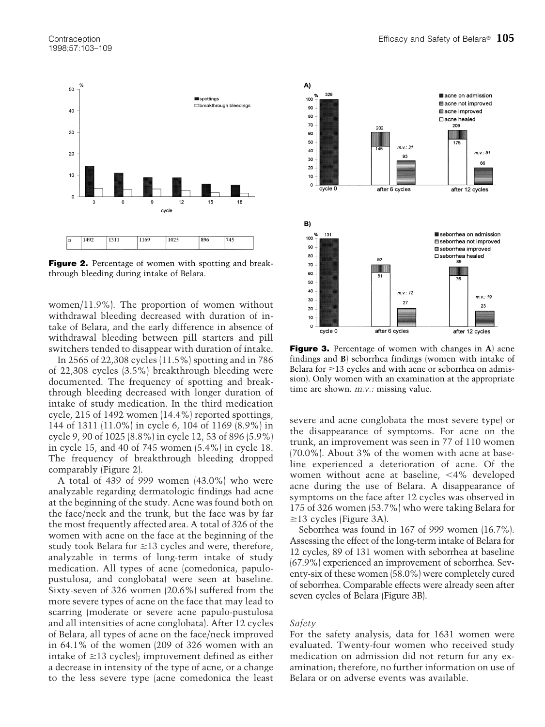Figure 2. Percentage of women with spotting and breakthrough bleeding during intake of Belara.

| n | 1492 | 1311 | 1169 | 1025 | 896 | 745 |
|---|---|---|---|---|---|---|

women/11.9%). The proportion of women without withdrawal bleeding decreased with duration of intake of Belara, and the early difference in absence of withdrawal bleeding between pill starters and pill switchers tended to disappear with duration of intake.

In 2565 of 22,308 cycles (11.5%) spotting and in 786 of 22,308 cycles (3.5%) breakthrough bleeding were documented. The frequency of spotting and breakthrough bleeding decreased with longer duration of intake of study medication. In the third medication cycle, 215 of 1492 women (14.4%) reported spottings, 144 of 1311 (11.0%) in cycle 6, 104 of 1169 (8.9%) in cycle 9, 90 of 1025 (8.8%) in cycle 12, 53 of 896 (5.9%) in cycle 15, and 40 of 745 women (5.4%) in cycle 18. The frequency of breakthrough bleeding dropped comparably (Figure 2).

A total of 439 of 999 women (43.0%) who were analyzable regarding dermatologic findings had acne at the beginning of the study. Acne was found both on the face/neck and the trunk, but the face was by far the most frequently affected area. A total of 326 of the women with acne on the face at the beginning of the study took Belara for ≥13 cycles and were, therefore, analyzable in terms of long-term intake of study medication. All types of acne (comedonica, papulopustulosa, and conglobata) were seen at baseline. Sixty-seven of 326 women (20.6%) suffered from the more severe types of acne on the face that may lead to scarring (moderate or severe acne papulo-pustulosa and all intensities of acne conglobata). After 12 cycles of Belara, all types of acne on the face/neck improved in 64.1% of the women (209 of 326 women with an intake of ≥13 cycles); improvement defined as either a decrease in intensity of the type of acne, or a change to the less severe type (acne comedonica the least severe and acne conglobata the most severe type) or the disappearance of symptoms. For acne on the trunk, an improvement was seen in 77 of 110 women (70.0%). About 3% of the women with acne at baseline experienced a deterioration of acne. Of the women without acne at baseline, <4% developed acne during the use of Belara. A disappearance of symptoms on the face after 12 cycles was observed in 175 of 326 women (53.7%) who were taking Belara for ≥13 cycles (Figure 3A).

Figure 3. Percentage of women with changes in **A**) acne findings and **B**) seborrhea findings (women with intake of Belara for ≥13 cycles and with acne or seborrhea on admission). Only women with an examination at the appropriate time are shown. *m.v.:* missing value.

Seborrhea was found in 167 of 999 women (16.7%). Assessing the effect of the long-term intake of Belara for 12 cycles, 89 of 131 women with seborrhea at baseline (67.9%) experienced an improvement of seborrhea. Seventy-six of these women (58.0%) were completely cured of seborrhea. Comparable effects were already seen after seven cycles of Belara (Figure 3B).

### *Safety*

For the safety analysis, data for 1631 women were evaluated. Twenty-four women who received study medication on admission did not return for any examination; therefore, no further information on use of Belara or on adverse events was available.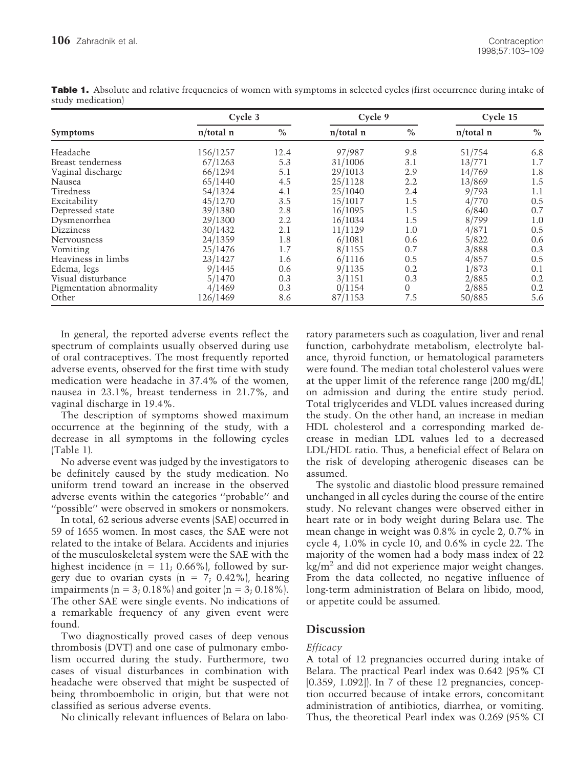**Table 1.** Absolute and relative frequencies of women with symptoms in selected cycles (first occurrence during intake of study medication)

| Symptoms | Cycle 3 | | Cycle 9 | | Cycle 15 | |
|---|---|---|---|---|---|---|
| | n/total n | % | n/total n | % | n/total n | % |
| Headache | 156/1257 | 12.4 | 97/987 | 9.8 | 51/754 | 6.8 |
| Breast tenderness | 67/1263 | 5.3 | 31/1006 | 3.1 | 13/771 | 1.7 |
| Vaginal discharge | 66/1294 | 5.1 | 29/1013 | 2.9 | 14/769 | 1.8 |
| Nausea | 65/1440 | 4.5 | 25/1128 | 2.2 | 13/869 | 1.5 |
| Tiredness | 54/1324 | 4.1 | 25/1040 | 2.4 | 9/793 | 1.1 |
| Excitability | 45/1270 | 3.5 | 15/1017 | 1.5 | 4/770 | 0.5 |
| Depressed state | 39/1380 | 2.8 | 16/1095 | 1.5 | 6/840 | 0.7 |
| Dysmenorrhea | 29/1300 | 2.2 | 16/1034 | 1.5 | 8/799 | 1.0 |
| Dizziness | 30/1432 | 2.1 | 11/1129 | 1.0 | 4/871 | 0.5 |
| Nervousness | 24/1359 | 1.8 | 6/1081 | 0.6 | 5/822 | 0.6 |
| Vomiting | 25/1476 | 1.7 | 8/1155 | 0.7 | 3/888 | 0.3 |
| Heaviness in limbs | 23/1427 | 1.6 | 6/1116 | 0.5 | 4/857 | 0.5 |
| Edema, legs | 9/1445 | 0.6 | 9/1135 | 0.2 | 1/873 | 0.1 |
| Visual disturbance | 5/1470 | 0.3 | 3/1151 | 0.3 | 2/885 | 0.2 |
| Pigmentation abnormality | 4/1469 | 0.3 | 0/1154 | 0 | 2/885 | 0.2 |
| Other | 126/1469 | 8.6 | 87/1153 | 7.5 | 50/885 | 5.6 |

In general, the reported adverse events reflect the spectrum of complaints usually observed during use of oral contraceptives. The most frequently reported adverse events, observed for the first time with study medication were headache in 37.4% of the women, nausea in 23.1%, breast tenderness in 21.7%, and vaginal discharge in 19.4%.

The description of symptoms showed maximum occurrence at the beginning of the study, with a decrease in all symptoms in the following cycles (Table 1).

No adverse event was judged by the investigators to be definitely caused by the study medication. No uniform trend toward an increase in the observed adverse events within the categories "probable" and "possible" were observed in smokers or nonsmokers.

In total, 62 serious adverse events (SAE) occurred in 59 of 1655 women. In most cases, the SAE were not related to the intake of Belara. Accidents and injuries of the musculoskeletal system were the SAE with the highest incidence (n = 11; 0.66%), followed by surgery due to ovarian cysts (n = 7; 0.42%), hearing impairments (n = 3; 0.18%) and goiter (n = 3; 0.18%). The other SAE were single events. No indications of a remarkable frequency of any given event were found.

Two diagnostically proved cases of deep venous thrombosis (DVT) and one case of pulmonary embolism occurred during the study. Furthermore, two cases of visual disturbances in combination with headache were observed that might be suspected of being thromboembolic in origin, but that were not classified as serious adverse events.

No clinically relevant influences of Belara on laboratory parameters such as coagulation, liver and renal function, carbohydrate metabolism, electrolyte balance, thyroid function, or hematological parameters were found. The median total cholesterol values were at the upper limit of the reference range (200 mg/dL) on admission and during the entire study period. Total triglycerides and VLDL values increased during the study. On the other hand, an increase in median HDL cholesterol and a corresponding marked decrease in median LDL values led to a decreased LDL/HDL ratio. Thus, a beneficial effect of Belara on the risk of developing atherogenic diseases can be assumed.

The systolic and diastolic blood pressure remained unchanged in all cycles during the course of the entire study. No relevant changes were observed either in heart rate or in body weight during Belara use. The mean change in weight was 0.8% in cycle 2, 0.7% in cycle 4, 1.0% in cycle 10, and 0.6% in cycle 22. The majority of the women had a body mass index of 22 $kg/m^2$ and did not experience major weight changes. From the data collected, no negative influence of long-term administration of Belara on libido, mood, or appetite could be assumed.

## Discussion

### *Efficacy*

A total of 12 pregnancies occurred during intake of Belara. The practical Pearl index was 0.642 (95% CI [0.359, 1.092]). In 7 of these 12 pregnancies, conception occurred because of intake errors, concomitant administration of antibiotics, diarrhea, or vomiting. Thus, the theoretical Pearl index was 0.269 (95% CI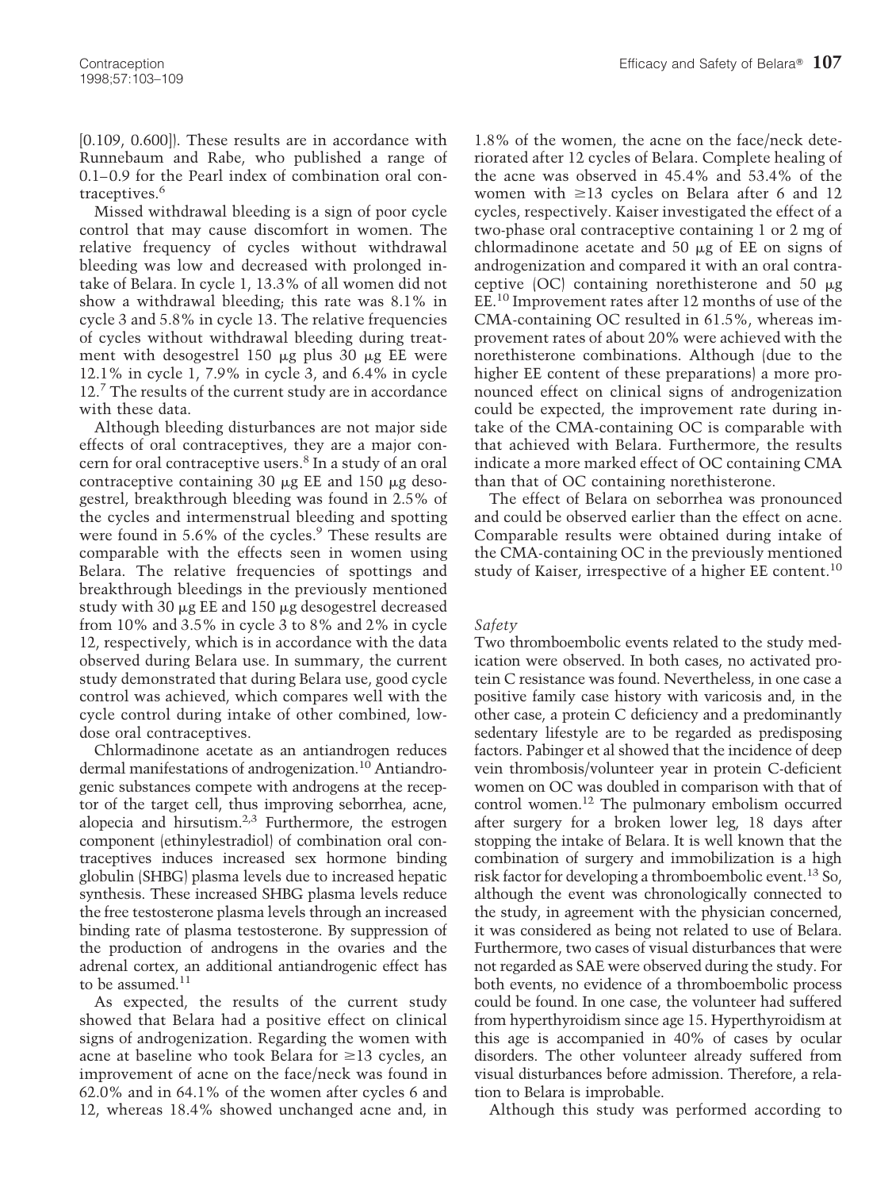[0.109, 0.600]). These results are in accordance with Runnebaum and Rabe, who published a range of 0.1–0.9 for the Pearl index of combination oral contraceptives.[6]

Missed withdrawal bleeding is a sign of poor cycle control that may cause discomfort in women. The relative frequency of cycles without withdrawal bleeding was low and decreased with prolonged intake of Belara. In cycle 1, 13.3% of all women did not show a withdrawal bleeding; this rate was 8.1% in cycle 3 and 5.8% in cycle 13. The relative frequencies of cycles without withdrawal bleeding during treatment with desogestrel 150 μg plus 30 μg EE were 12.1% in cycle 1, 7.9% in cycle 3, and 6.4% in cycle 12.[7] The results of the current study are in accordance with these data.

Although bleeding disturbances are not major side effects of oral contraceptives, they are a major concern for oral contraceptive users.[8] In a study of an oral contraceptive containing 30 μg EE and 150 μg desogestrel, breakthrough bleeding was found in 2.5% of the cycles and intermenstrual bleeding and spotting were found in 5.6% of the cycles.[9] These results are comparable with the effects seen in women using Belara. The relative frequencies of spottings and breakthrough bleedings in the previously mentioned study with 30 μg EE and 150 μg desogestrel decreased from 10% and 3.5% in cycle 3 to 8% and 2% in cycle 12, respectively, which is in accordance with the data observed during Belara use. In summary, the current study demonstrated that during Belara use, good cycle control was achieved, which compares well with the cycle control during intake of other combined, low-dose oral contraceptives.

Chlormadinone acetate as an antiandrogen reduces dermal manifestations of androgenization.[10] Antiandrogenic substances compete with androgens at the receptor of the target cell, thus improving seborrhea, acne, alopecia and hirsutism.[2,3] Furthermore, the estrogen component (ethinylestradiol) of combination oral contraceptives induces increased sex hormone binding globulin (SHBG) plasma levels due to increased hepatic synthesis. These increased SHBG plasma levels reduce the free testosterone plasma levels through an increased binding rate of plasma testosterone. By suppression of the production of androgens in the ovaries and the adrenal cortex, an additional antiandrogenic effect has to be assumed.[11]

As expected, the results of the current study showed that Belara had a positive effect on clinical signs of androgenization. Regarding the women with acne at baseline who took Belara for ≥13 cycles, an improvement of acne on the face/neck was found in 62.0% and in 64.1% of the women after cycles 6 and 12, whereas 18.4% showed unchanged acne and, in 1.8% of the women, the acne on the face/neck deteriorated after 12 cycles of Belara. Complete healing of the acne was observed in 45.4% and 53.4% of the women with ≥13 cycles on Belara after 6 and 12 cycles, respectively. Kaiser investigated the effect of a two-phase oral contraceptive containing 1 or 2 mg of chlormadinone acetate and 50 μg of EE on signs of androgenization and compared it with an oral contraceptive (OC) containing norethisterone and 50 μg EE.[10] Improvement rates after 12 months of use of the CMA-containing OC resulted in 61.5%, whereas improvement rates of about 20% were achieved with the norethisterone combinations. Although (due to the higher EE content of these preparations) a more pronounced effect on clinical signs of androgenization could be expected, the improvement rate during intake of the CMA-containing OC is comparable with that achieved with Belara. Furthermore, the results indicate a more marked effect of OC containing CMA than that of OC containing norethisterone.

The effect of Belara on seborrhea was pronounced and could be observed earlier than the effect on acne. Comparable results were obtained during intake of the CMA-containing OC in the previously mentioned study of Kaiser, irrespective of a higher EE content.[10]

*Safety*

Two thromboembolic events related to the study medication were observed. In both cases, no activated protein C resistance was found. Nevertheless, in one case a positive family case history with varicosis and, in the other case, a protein C deficiency and a predominantly sedentary lifestyle are to be regarded as predisposing factors. Pabinger et al showed that the incidence of deep vein thrombosis/volunteer year in protein C-deficient women on OC was doubled in comparison with that of control women.[12] The pulmonary embolism occurred after surgery for a broken lower leg, 18 days after stopping the intake of Belara. It is well known that the combination of surgery and immobilization is a high risk factor for developing a thromboembolic event.[13] So, although the event was chronologically connected to the study, in agreement with the physician concerned, it was considered as being not related to use of Belara. Furthermore, two cases of visual disturbances that were not regarded as SAE were observed during the study. For both events, no evidence of a thromboembolic process could be found. In one case, the volunteer had suffered from hyperthyroidism since age 15. Hyperthyroidism at this age is accompanied in 40% of cases by ocular disorders. The other volunteer already suffered from visual disturbances before admission. Therefore, a relation to Belara is improbable.

Although this study was performed according to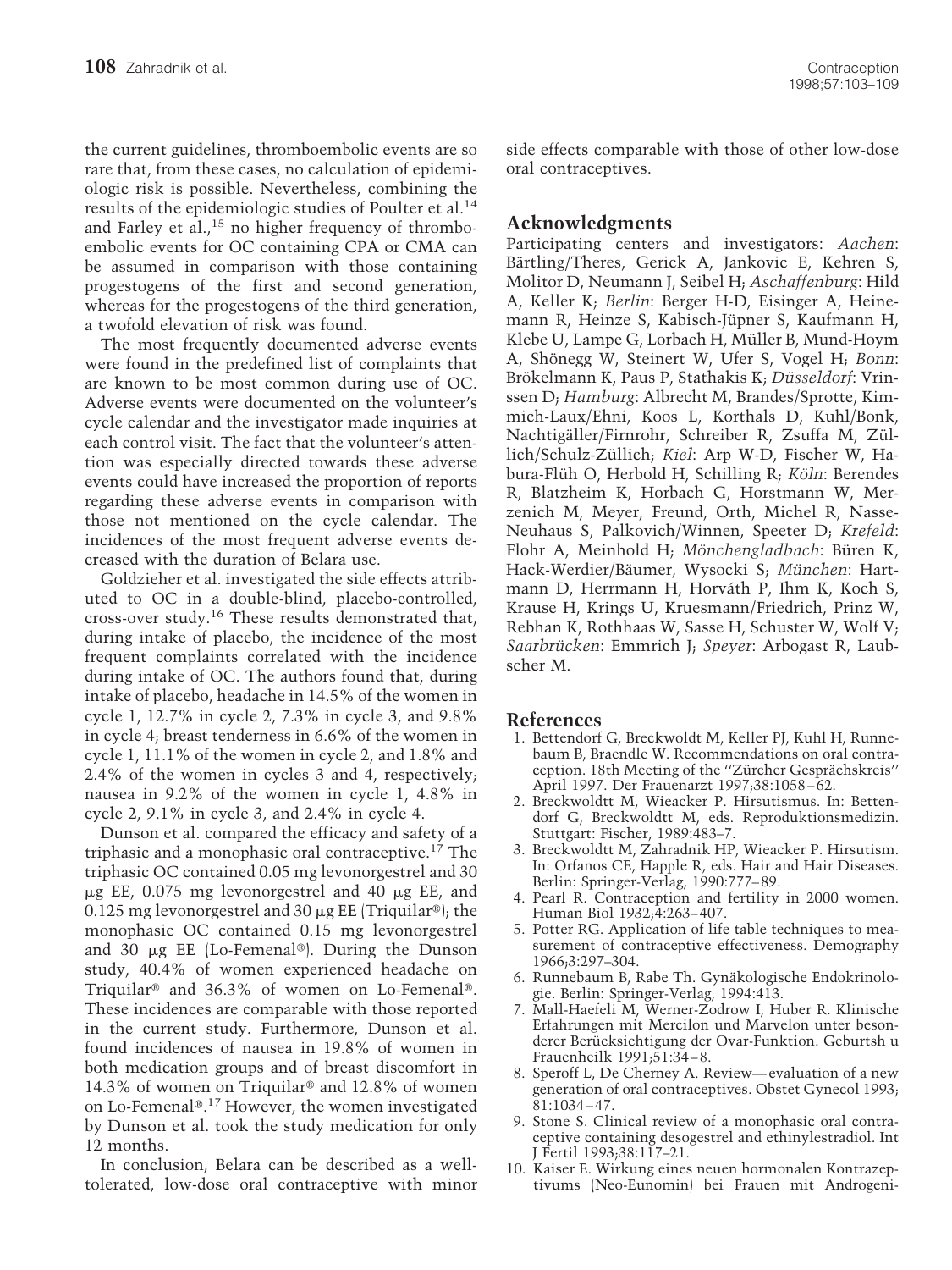the current guidelines, thromboembolic events are so rare that, from these cases, no calculation of epidemiologic risk is possible. Nevertheless, combining the results of the epidemiologic studies of Poulter et al.[14] and Farley et al.,[15] no higher frequency of thromboembolic events for OC containing CPA or CMA can be assumed in comparison with those containing progestogens of the first and second generation, whereas for the progestogens of the third generation, a twofold elevation of risk was found.

The most frequently documented adverse events were found in the predefined list of complaints that are known to be most common during use of OC. Adverse events were documented on the volunteer's cycle calendar and the investigator made inquiries at each control visit. The fact that the volunteer's attention was especially directed towards these adverse events could have increased the proportion of reports regarding these adverse events in comparison with those not mentioned on the cycle calendar. The incidences of the most frequent adverse events decreased with the duration of Belara use.

Goldzieher et al. investigated the side effects attributed to OC in a double-blind, placebo-controlled, cross-over study.[16] These results demonstrated that, during intake of placebo, the incidence of the most frequent complaints correlated with the incidence during intake of OC. The authors found that, during intake of placebo, headache in 14.5% of the women in cycle 1, 12.7% in cycle 2, 7.3% in cycle 3, and 9.8% in cycle 4; breast tenderness in 6.6% of the women in cycle 1, 11.1% of the women in cycle 2, and 1.8% and 2.4% of the women in cycles 3 and 4, respectively; nausea in 9.2% of the women in cycle 1, 4.8% in cycle 2, 9.1% in cycle 3, and 2.4% in cycle 4.

Dunson et al. compared the efficacy and safety of a triphasic and a monophasic oral contraceptive.[17] The triphasic OC contained 0.05 mg levonorgestrel and 30 μg EE, 0.075 mg levonorgestrel and 40 μg EE, and 0.125 mg levonorgestrel and 30 μg EE (Triquilar®); the monophasic OC contained 0.15 mg levonorgestrel and 30 μg EE (Lo-Femenal®). During the Dunson study, 40.4% of women experienced headache on Triquilar® and 36.3% of women on Lo-Femenal®. These incidences are comparable with those reported in the current study. Furthermore, Dunson et al. found incidences of nausea in 19.8% of women in both medication groups and of breast discomfort in 14.3% of women on Triquilar® and 12.8% of women on Lo-Femenal®.[17] However, the women investigated by Dunson et al. took the study medication for only 12 months.

In conclusion, Belara can be described as a well-tolerated, low-dose oral contraceptive with minor side effects comparable with those of other low-dose oral contraceptives.

## Acknowledgments

Participating centers and investigators: *Aachen*: Bärtling/Theres, Gerick A, Jankovic E, Kehren S, Molitor D, Neumann J, Seibel H; *Aschaffenburg*: Hild A, Keller K; *Berlin*: Berger H-D, Eisinger A, Heinemann R, Heinze S, Kabisch-Jüpner S, Kaufmann H, Klebe U, Lampe G, Lorbach H, Müller B, Mund-Hoym A, Shönegg W, Steinert W, Ufer S, Vogel H; *Bonn*: Brökelmann K, Paus P, Stathakis K; *Düsseldorf*: Vrinssen D; *Hamburg*: Albrecht M, Brandes/Sprotte, Kimmich-Laux/Ehni, Koos L, Korthals D, Kuhl/Bonk, Nachtigäller/Firnrohr, Schreiber R, Zsuffa M, Züllich/Schulz-Züllich; *Kiel*: Arp W-D, Fischer W, Habura-Flüh O, Herbold H, Schilling R; *Köln*: Berendes R, Blatzheim K, Horbach G, Horstmann W, Merzenich M, Meyer, Freund, Orth, Michel R, Nasse-Neuhaus S, Palkovich/Winnen, Speeter D; *Krefeld*: Flohr A, Meinhold H; *Mönchengladbach*: Büren K, Hack-Werdier/Bäumer, Wysocki S; *München*: Hartmann D, Herrmann H, Horváth P, Ihm K, Koch S, Krause H, Krings U, Kruesmann/Friedrich, Prinz W, Rebhan K, Rothhaas W, Sasse H, Schuster W, Wolf V; *Saarbrücken*: Emmrich J; *Speyer*: Arbogast R, Laubscher M.

## References

1. Bettendorf G, Breckwoldt M, Keller PJ, Kuhl H, Runnebaum B, Braendle W. Recommendations on oral contraception. 18th Meeting of the "Zürcher Gesprächskreis" April 1997. Der Frauenarzt 1997;38:1058–62.
2. Breckwoldtt M, Wieacker P. Hirsutismus. In: Bettendorf G, Breckwoldtt M, eds. Reproduktionsmedizin. Stuttgart: Fischer, 1989:483–7.
3. Breckwoldtt M, Zahradnik HP, Wieacker P. Hirsutism. In: Orfanos CE, Happle R, eds. Hair and Hair Diseases. Berlin: Springer-Verlag, 1990:777–89.
4. Pearl R. Contraception and fertility in 2000 women. Human Biol 1932;4:263–407.
5. Potter RG. Application of life table techniques to measurement of contraceptive effectiveness. Demography 1966;3:297–304.
6. Runnebaum B, Rabe Th. Gynäkologische Endokrinologie. Berlin: Springer-Verlag, 1994:413.
7. Mall-Haefeli M, Werner-Zodrow I, Huber R. Klinische Erfahrungen mit Mercilon und Marvelon unter besonderer Berücksichtigung der Ovar-Funktion. Geburtsh u Frauenheilk 1991;51:34–8.
8. Speroff L, De Cherney A. Review—evaluation of a new generation of oral contraceptives. Obstet Gynecol 1993; 81:1034–47.
9. Stone S. Clinical review of a monophasic oral contraceptive containing desogestrel and ethinylestradiol. Int J Fertil 1993;38:117–21.
10. Kaiser E. Wirkung eines neuen hormonalen Kontrazeptivums (Neo-Eunomin) bei Frauen mit Androgeni-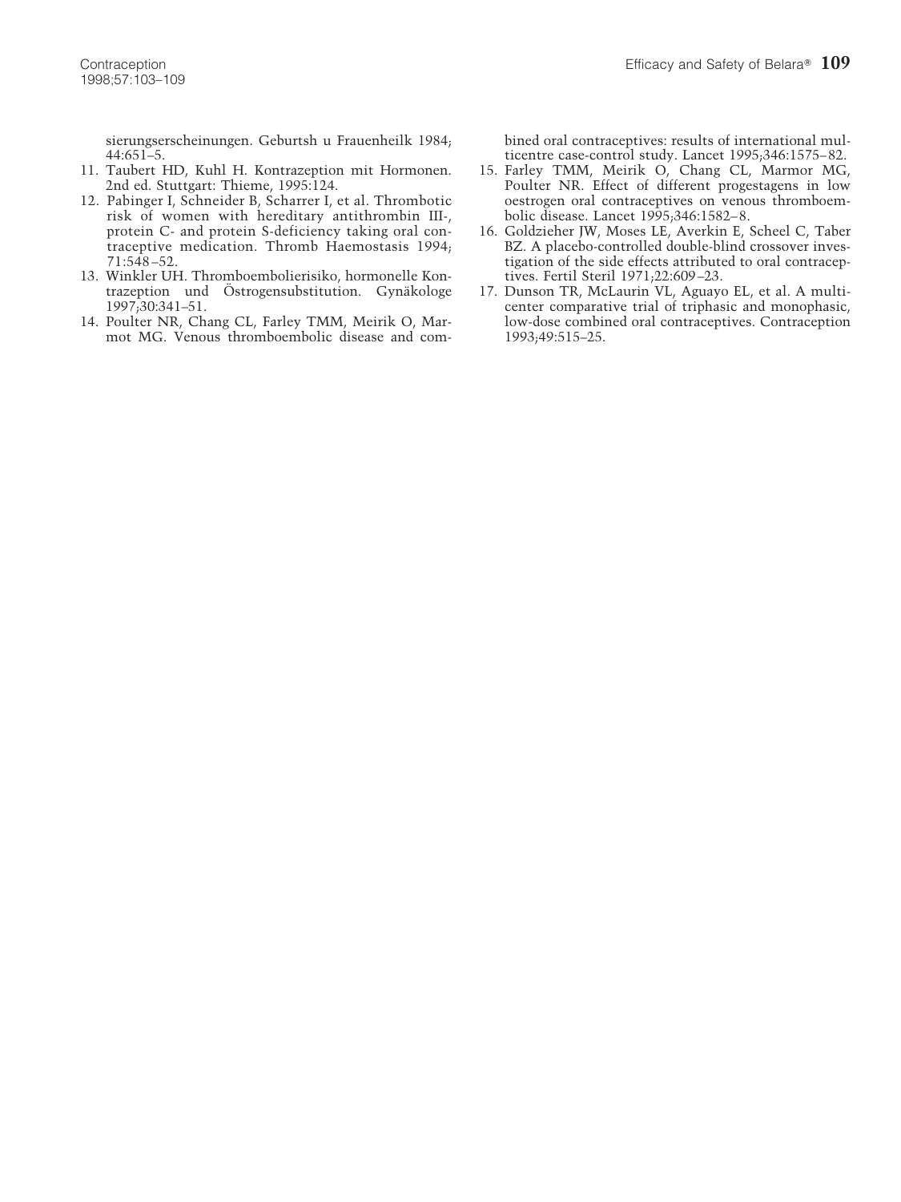sierungserscheinungen. Geburtsh u Frauenheilk 1984; 44:651–5.

11. Taubert HD, Kuhl H. Kontrazeption mit Hormonen. 2nd ed. Stuttgart: Thieme, 1995:124.
12. Pabinger I, Schneider B, Scharrer I, et al. Thrombotic risk of women with hereditary antithrombin III-, protein C- and protein S-deficiency taking oral contraceptive medication. Thromb Haemostasis 1994; 71:548–52.
13. Winkler UH. Thromboembolierisiko, hormonelle Kontrazeption und Östrogensubstitution. Gynäkologe 1997;30:341–51.
14. Poulter NR, Chang CL, Farley TMM, Meirik O, Marmot MG. Venous thromboembolic disease and combined oral contraceptives: results of international multicentre case-control study. Lancet 1995;346:1575–82.
15. Farley TMM, Meirik O, Chang CL, Marmor MG, Poulter NR. Effect of different progestagens in low oestrogen oral contraceptives on venous thromboembolic disease. Lancet 1995;346:1582–8.
16. Goldzieher JW, Moses LE, Averkin E, Scheel C, Taber BZ. A placebo-controlled double-blind crossover investigation of the side effects attributed to oral contraceptives. Fertil Steril 1971;22:609–23.
17. Dunson TR, McLaurin VL, Aguayo EL, et al. A multicenter comparative trial of triphasic and monophasic, low-dose combined oral contraceptives. Contraception 1993;49:515–25.